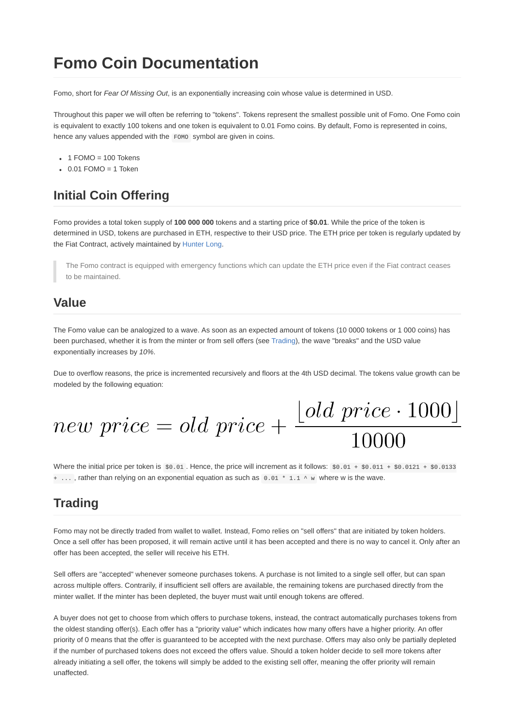# Fomo Coin Documentation

Fomo, short for *Fear Of Missing Out*, is an exponentially increasing coin whose value is determined in USD.

Throughout this paper we will often be referring to "tokens". Tokens represent the smallest possible unit of Fomo. One Fomo coin is equivalent to exactly 100 tokens and one token is equivalent to 0.01 Fomo coins. By default, Fomo is represented in coins, hence any values appended with the `FOMO` symbol are given in coins.

- 1 FOMO = 100 Tokens
- 0.01 FOMO = 1 Token

## Initial Coin Offering

Fomo provides a total token supply of **100 000 000** tokens and a starting price of **$0.01**. While the price of the token is determined in USD, tokens are purchased in ETH, respective to their USD price. The ETH price per token is regularly updated by the Fiat Contract, actively maintained by Hunter Long.

> The Fomo contract is equipped with emergency functions which can update the ETH price even if the Fiat contract ceases to be maintained.

## Value

The Fomo value can be analogized to a wave. As soon as an expected amount of tokens (10 0000 tokens or 1 000 coins) has been purchased, whether it is from the minter or from sell offers (see Trading), the wave "breaks" and the USD value exponentially increases by *10%*.

Due to overflow reasons, the price is incremented recursively and floors at the 4th USD decimal. The tokens value growth can be modeled by the following equation:

$$new\ price = old\ price + \frac{\lfloor old\ price \cdot 1000 \rfloor}{10000}$$

Where the initial price per token is `$0.01`. Hence, the price will increment as it follows: `$0.01 + $0.011 + $0.0121 + $0.0133 + ...`, rather than relying on an exponential equation as such as `0.01 * 1.1 ^ w` where w is the wave.

## Trading

Fomo may not be directly traded from wallet to wallet. Instead, Fomo relies on "sell offers" that are initiated by token holders. Once a sell offer has been proposed, it will remain active until it has been accepted and there is no way to cancel it. Only after an offer has been accepted, the seller will receive his ETH.

Sell offers are "accepted" whenever someone purchases tokens. A purchase is not limited to a single sell offer, but can span across multiple offers. Contrarily, if insufficient sell offers are available, the remaining tokens are purchased directly from the minter wallet. If the minter has been depleted, the buyer must wait until enough tokens are offered.

A buyer does not get to choose from which offers to purchase tokens, instead, the contract automatically purchases tokens from the oldest standing offer(s). Each offer has a "priority value" which indicates how many offers have a higher priority. An offer priority of 0 means that the offer is guaranteed to be accepted with the next purchase. Offers may also only be partially depleted if the number of purchased tokens does not exceed the offers value. Should a token holder decide to sell more tokens after already initiating a sell offer, the tokens will simply be added to the existing sell offer, meaning the offer priority will remain unaffected.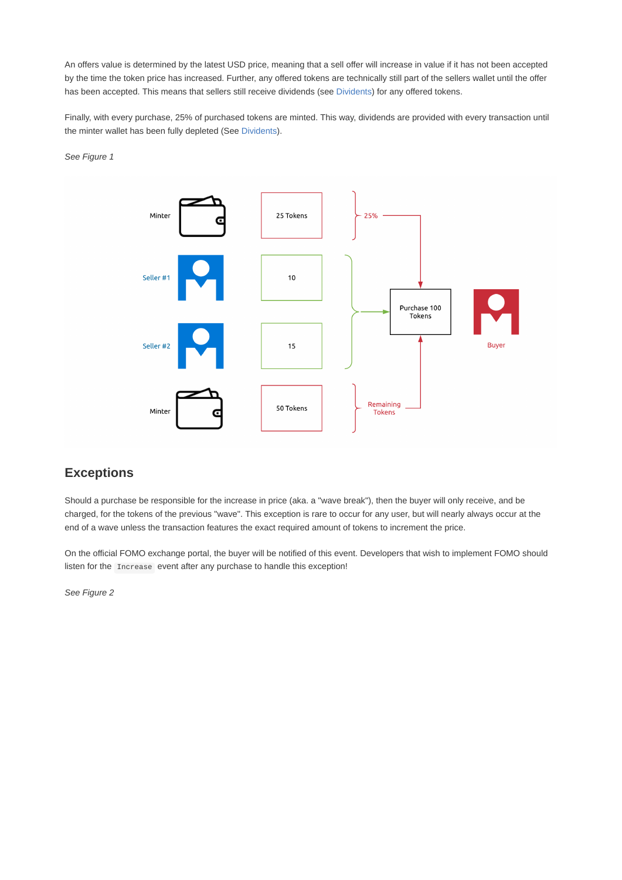An offers value is determined by the latest USD price, meaning that a sell offer will increase in value if it has not been accepted by the time the token price has increased. Further, any offered tokens are technically still part of the sellers wallet until the offer has been accepted. This means that sellers still receive dividends (see Dividents) for any offered tokens.

Finally, with every purchase, 25% of purchased tokens are minted. This way, dividends are provided with every transaction until the minter wallet has been fully depleted (See Dividents).

*See Figure 1*

## Exceptions

Should a purchase be responsible for the increase in price (aka. a "wave break"), then the buyer will only receive, and be charged, for the tokens of the previous "wave". This exception is rare to occur for any user, but will nearly always occur at the end of a wave unless the transaction features the exact required amount of tokens to increment the price.

On the official FOMO exchange portal, the buyer will be notified of this event. Developers that wish to implement FOMO should listen for the `Increase` event after any purchase to handle this exception!

*See Figure 2*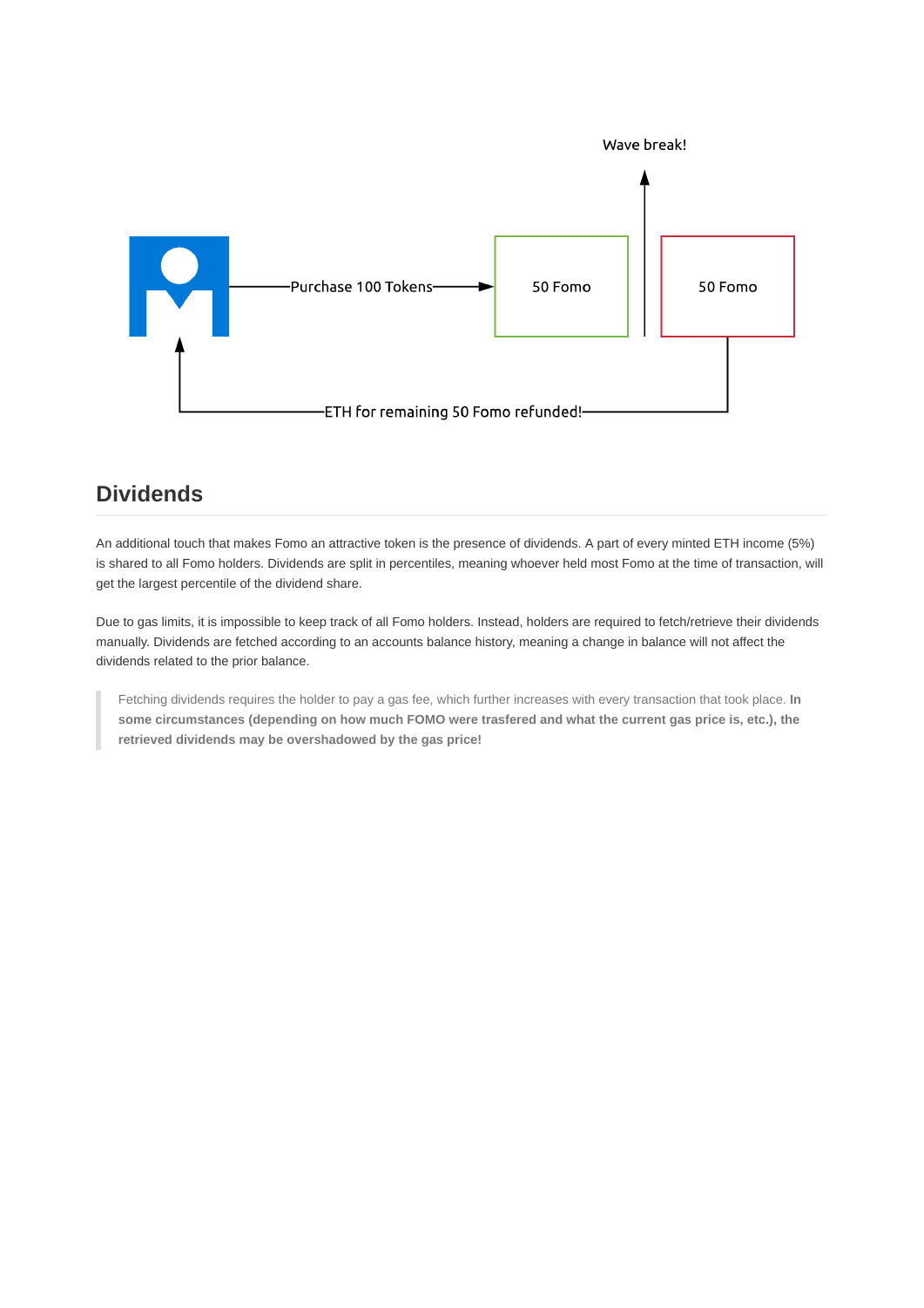Wave break!

Purchase 100 Tokens

50 Fomo

50 Fomo

ETH for remaining 50 Fomo refunded!

## Dividends

An additional touch that makes Fomo an attractive token is the presence of dividends. A part of every minted ETH income (5%) is shared to all Fomo holders. Dividends are split in percentiles, meaning whoever held most Fomo at the time of transaction, will get the largest percentile of the dividend share.

Due to gas limits, it is impossible to keep track of all Fomo holders. Instead, holders are required to fetch/retrieve their dividends manually. Dividends are fetched according to an accounts balance history, meaning a change in balance will not affect the dividends related to the prior balance.

> Fetching dividends requires the holder to pay a gas fee, which further increases with every transaction that took place. **In some circumstances (depending on how much FOMO were trasfered and what the current gas price is, etc.), the retrieved dividends may be overshadowed by the gas price!**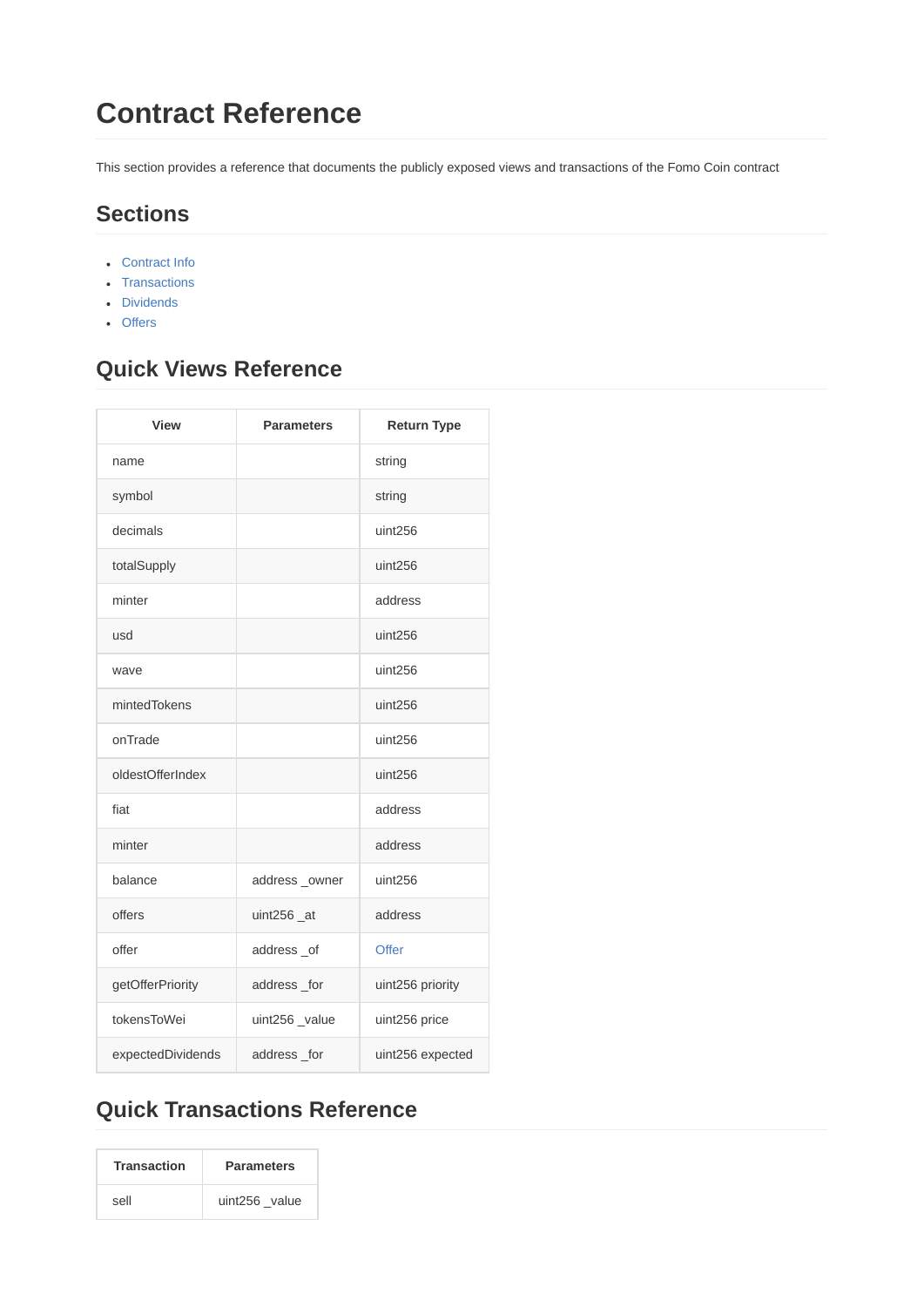# Contract Reference

This section provides a reference that documents the publicly exposed views and transactions of the Fomo Coin contract

## Sections

- Contract Info
- Transactions
- Dividends
- Offers

## Quick Views Reference

| View | Parameters | Return Type |
|---|---|---|
| name | | string |
| symbol | | string |
| decimals | | uint256 |
| totalSupply | | uint256 |
| minter | | address |
| usd | | uint256 |
| wave | | uint256 |
| mintedTokens | | uint256 |
| onTrade | | uint256 |
| oldestOfferIndex | | uint256 |
| fiat | | address |
| minter | | address |
| balance | address _owner | uint256 |
| offers | uint256 _at | address |
| offer | address _of | Offer |
| getOfferPriority | address _for | uint256 priority |
| tokensToWei | uint256 _value | uint256 price |
| expectedDividends | address _for | uint256 expected |

## Quick Transactions Reference

| Transaction | Parameters |
|---|---|
| sell | uint256 _value |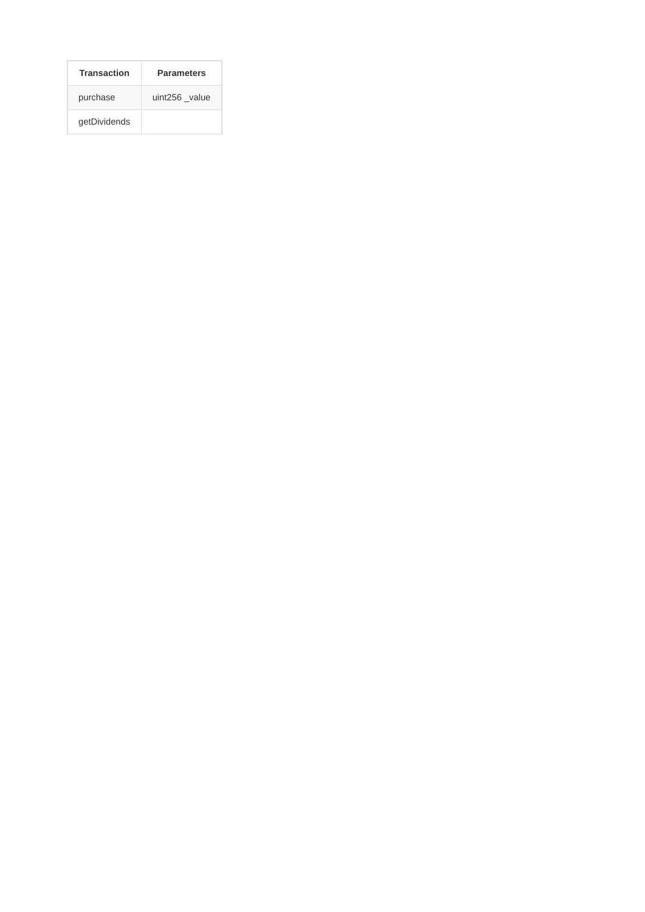| Transaction | Parameters |
| --- | --- |
| purchase | uint256 _value |
| getDividends | |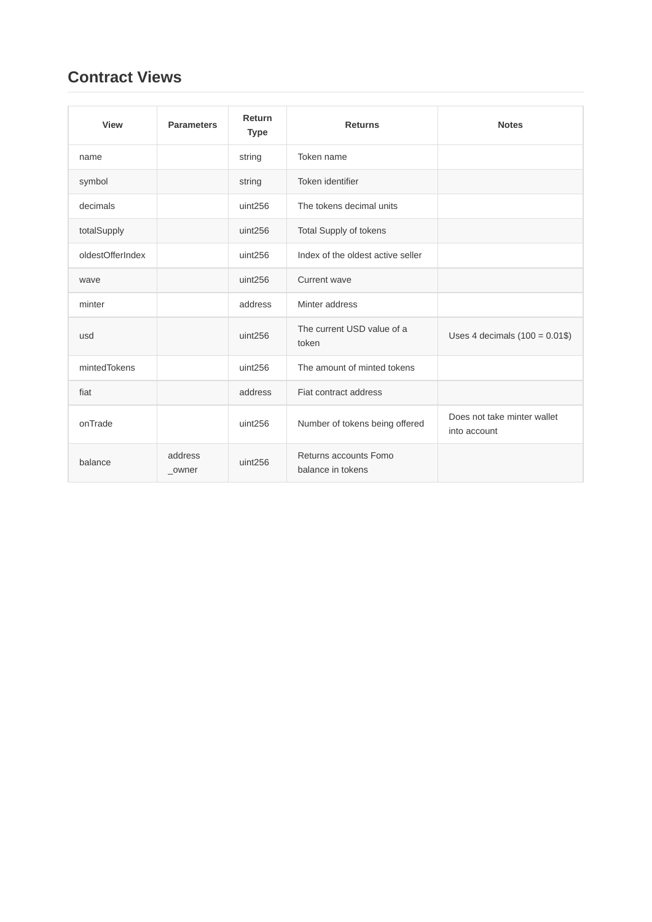## Contract Views

| View | Parameters | Return Type | Returns | Notes |
| --- | --- | --- | --- | --- |
| name | | string | Token name | |
| symbol | | string | Token identifier | |
| decimals | | uint256 | The tokens decimal units | |
| totalSupply | | uint256 | Total Supply of tokens | |
| oldestOfferIndex | | uint256 | Index of the oldest active seller | |
| wave | | uint256 | Current wave | |
| minter | | address | Minter address | |
| usd | | uint256 | The current USD value of a token | Uses 4 decimals (100 = 0.01$) |
| mintedTokens | | uint256 | The amount of minted tokens | |
| fiat | | address | Fiat contract address | |
| onTrade | | uint256 | Number of tokens being offered | Does not take minter wallet into account |
| balance | address _owner | uint256 | Returns accounts Fomo balance in tokens | |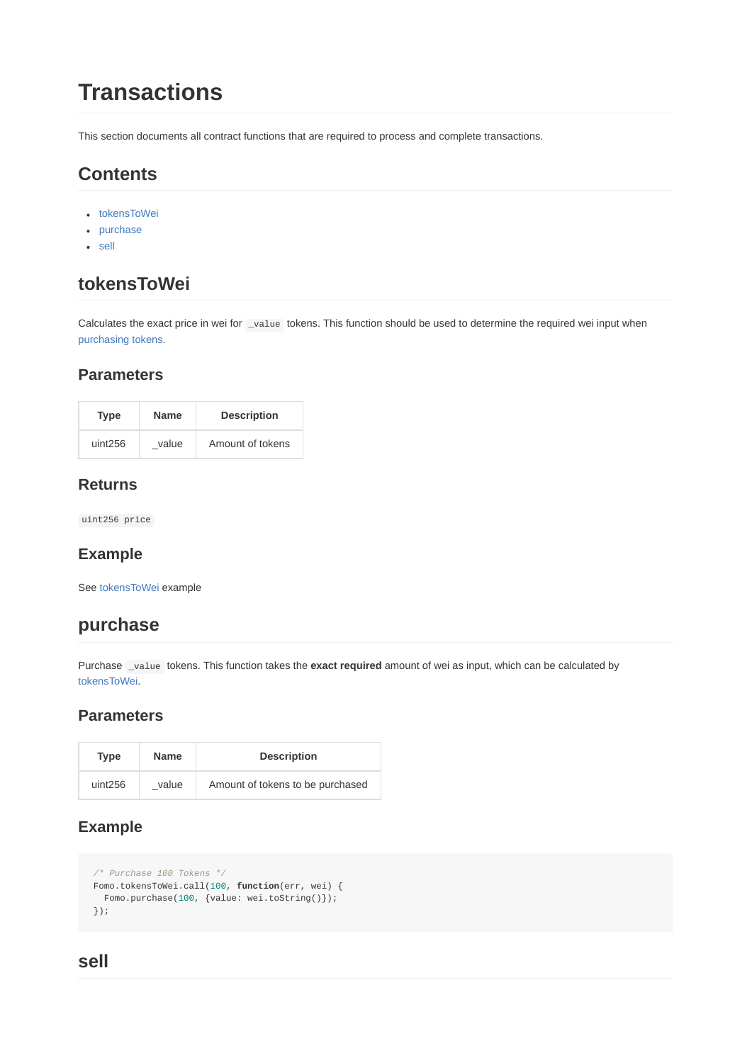# Transactions

This section documents all contract functions that are required to process and complete transactions.

## Contents

- tokensToWei
- purchase
- sell

## tokensToWei

Calculates the exact price in wei for `_value` tokens. This function should be used to determine the required wei input when purchasing tokens.

### Parameters

| Type | Name | Description |
| --- | --- | --- |
| uint256 | _value | Amount of tokens |

### Returns

`uint256 price`

### Example

See tokensToWei example

## purchase

Purchase `_value` tokens. This function takes the **exact required** amount of wei as input, which can be calculated by tokensToWei.

### Parameters

| Type | Name | Description |
| --- | --- | --- |
| uint256 | _value | Amount of tokens to be purchased |

### Example

```
/* Purchase 100 Tokens */
Fomo.tokensToWei.call(100, function(err, wei) {
  Fomo.purchase(100, {value: wei.toString()});
});
```

## sell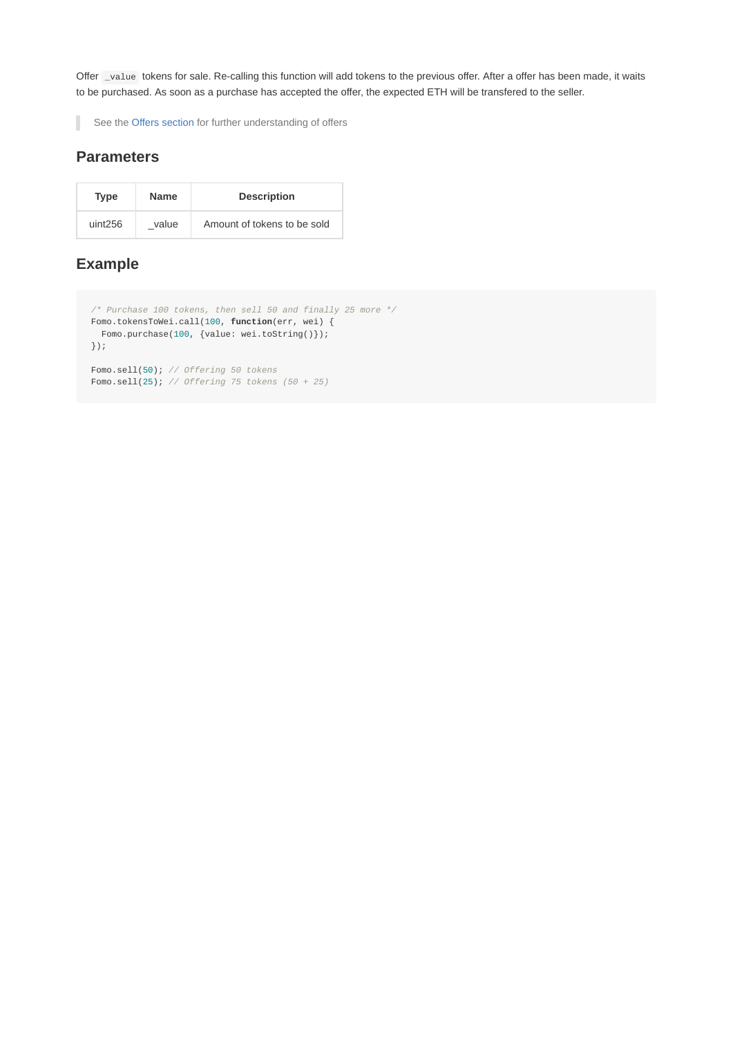Offer `_value` tokens for sale. Re-calling this function will add tokens to the previous offer. After a offer has been made, it waits to be purchased. As soon as a purchase has accepted the offer, the expected ETH will be transfered to the seller.

> See the Offers section for further understanding of offers

## Parameters

| Type | Name | Description |
| --- | --- | --- |
| uint256 | _value | Amount of tokens to be sold |

## Example

```
/* Purchase 100 tokens, then sell 50 and finally 25 more */
Fomo.tokensToWei.call(100, function(err, wei) {
  Fomo.purchase(100, {value: wei.toString()});
});

Fomo.sell(50); // Offering 50 tokens
Fomo.sell(25); // Offering 75 tokens (50 + 25)
```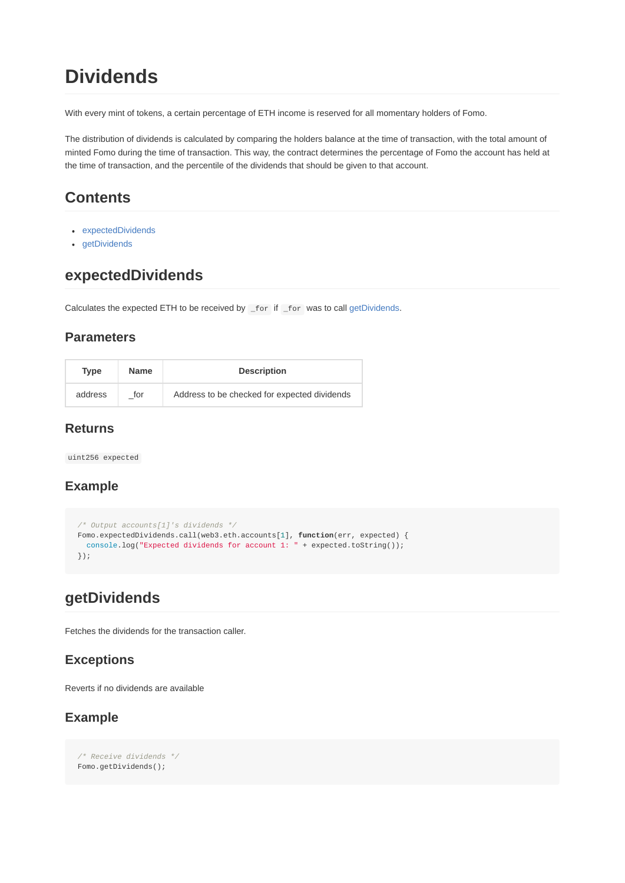# Dividends

With every mint of tokens, a certain percentage of ETH income is reserved for all momentary holders of Fomo.

The distribution of dividends is calculated by comparing the holders balance at the time of transaction, with the total amount of minted Fomo during the time of transaction. This way, the contract determines the percentage of Fomo the account has held at the time of transaction, and the percentile of the dividends that should be given to that account.

## Contents

- expectedDividends
- getDividends

## expectedDividends

Calculates the expected ETH to be received by `_for` if `_for` was to call getDividends.

### Parameters

| Type | Name | Description |
| --- | --- | --- |
| address | _for | Address to be checked for expected dividends |

### Returns

`uint256 expected`

### Example

```
/* Output accounts[1]'s dividends */
Fomo.expectedDividends.call(web3.eth.accounts[1], function(err, expected) {
  console.log("Expected dividends for account 1: " + expected.toString());
});
```

## getDividends

Fetches the dividends for the transaction caller.

### Exceptions

Reverts if no dividends are available

### Example

```
/* Receive dividends */
Fomo.getDividends();
```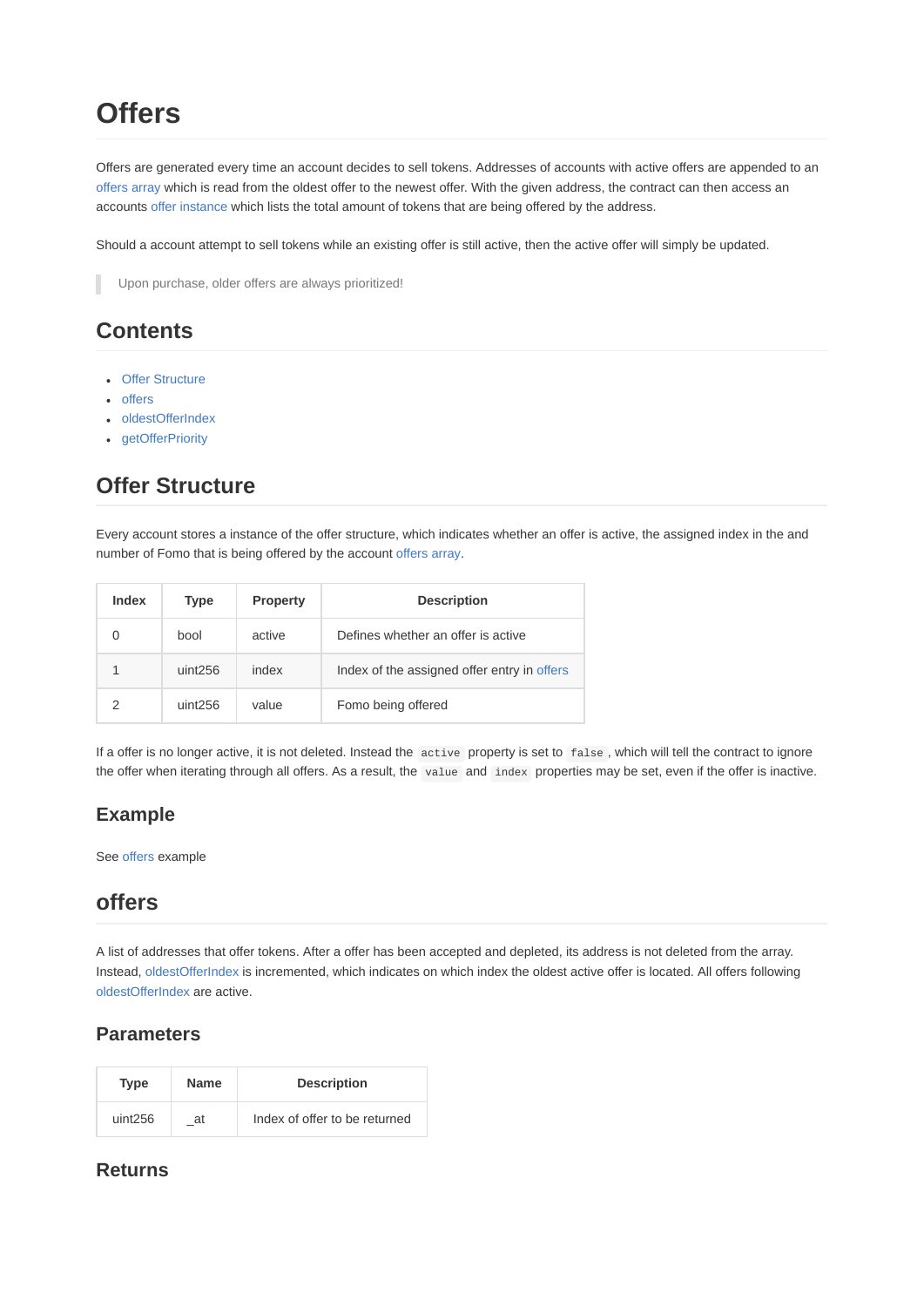# Offers

Offers are generated every time an account decides to sell tokens. Addresses of accounts with active offers are appended to an offers array which is read from the oldest offer to the newest offer. With the given address, the contract can then access an accounts offer instance which lists the total amount of tokens that are being offered by the address.

Should a account attempt to sell tokens while an existing offer is still active, then the active offer will simply be updated.

> Upon purchase, older offers are always prioritized!

## Contents

- Offer Structure
- offers
- oldestOfferIndex
- getOfferPriority

## Offer Structure

Every account stores a instance of the offer structure, which indicates whether an offer is active, the assigned index in the and number of Fomo that is being offered by the account offers array.

| Index | Type | Property | Description |
|---|---|---|---|
| 0 | bool | active | Defines whether an offer is active |
| 1 | uint256 | index | Index of the assigned offer entry in offers |
| 2 | uint256 | value | Fomo being offered |

If a offer is no longer active, it is not deleted. Instead the `active` property is set to `false`, which will tell the contract to ignore the offer when iterating through all offers. As a result, the `value` and `index` properties may be set, even if the offer is inactive.

### Example

See offers example

## offers

A list of addresses that offer tokens. After a offer has been accepted and depleted, its address is not deleted from the array. Instead, oldestOfferIndex is incremented, which indicates on which index the oldest active offer is located. All offers following oldestOfferIndex are active.

### Parameters

| Type | Name | Description |
|---|---|---|
| uint256 | _at | Index of offer to be returned |

### Returns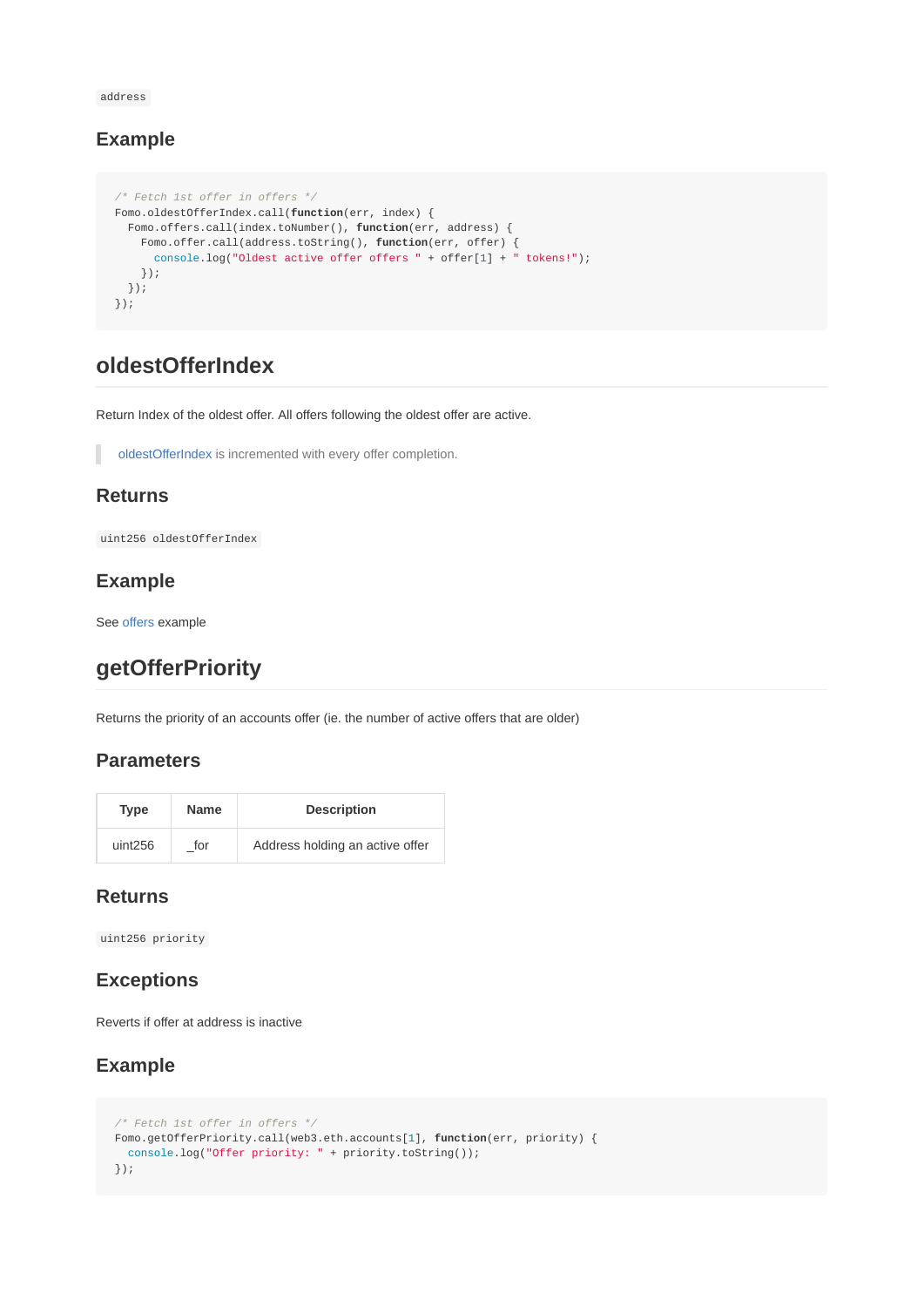`address`

### Example

```
/* Fetch 1st offer in offers */
Fomo.oldestOfferIndex.call(function(err, index) {
  Fomo.offers.call(index.toNumber(), function(err, address) {
    Fomo.offer.call(address.toString(), function(err, offer) {
      console.log("Oldest active offer offers " + offer[1] + " tokens!");
    });
  });
});
```

## oldestOfferIndex

Return Index of the oldest offer. All offers following the oldest offer are active.

> oldestOfferIndex is incremented with every offer completion.

### Returns

`uint256 oldestOfferIndex`

### Example

See offers example

## getOfferPriority

Returns the priority of an accounts offer (ie. the number of active offers that are older)

### Parameters

| Type | Name | Description |
|---|---|---|
| uint256 | _for | Address holding an active offer |

### Returns

`uint256 priority`

### Exceptions

Reverts if offer at address is inactive

### Example

```
/* Fetch 1st offer in offers */
Fomo.getOfferPriority.call(web3.eth.accounts[1], function(err, priority) {
  console.log("Offer priority: " + priority.toString());
});
```